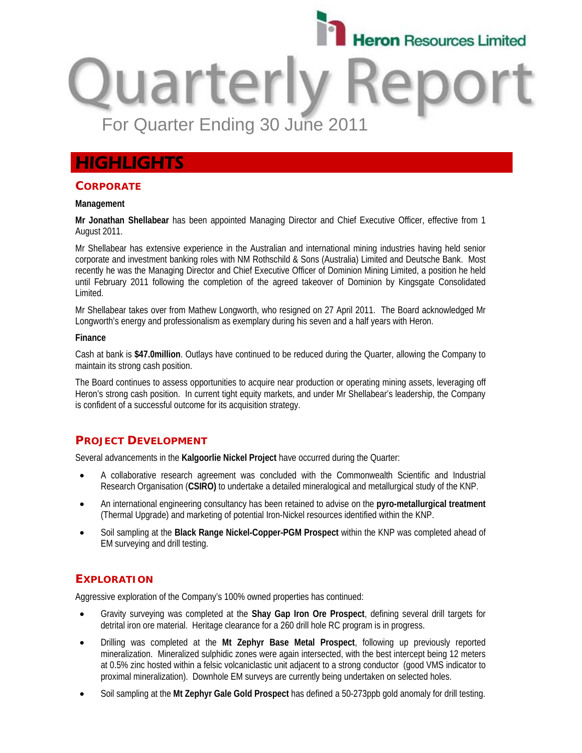Heron Resources Limited

# Quarterly Report

For Quarter Ending 30 June 2011

## HIGHLIGHTS

### CORPORATE

**Management**

**Mr Jonathan Shellabear** has been appointed Managing Director and Chief Executive Officer, effective from 1 August 2011.

Mr Shellabear has extensive experience in the Australian and international mining industries having held senior corporate and investment banking roles with NM Rothschild & Sons (Australia) Limited and Deutsche Bank. Most recently he was the Managing Director and Chief Executive Officer of Dominion Mining Limited, a position he held until February 2011 following the completion of the agreed takeover of Dominion by Kingsgate Consolidated Limited.

Mr Shellabear takes over from Mathew Longworth, who resigned on 27 April 2011. The Board acknowledged Mr Longworth's energy and professionalism as exemplary during his seven and a half years with Heron.

**Finance**

Cash at bank is **$47.0million**. Outlays have continued to be reduced during the Quarter, allowing the Company to maintain its strong cash position.

The Board continues to assess opportunities to acquire near production or operating mining assets, leveraging off Heron's strong cash position. In current tight equity markets, and under Mr Shellabear's leadership, the Company is confident of a successful outcome for its acquisition strategy.

### PROJECT DEVELOPMENT

Several advancements in the **Kalgoorlie Nickel Project** have occurred during the Quarter:

- A collaborative research agreement was concluded with the Commonwealth Scientific and Industrial Research Organisation (**CSIRO)** to undertake a detailed mineralogical and metallurgical study of the KNP.
- An international engineering consultancy has been retained to advise on the **pyro-metallurgical treatment** (Thermal Upgrade) and marketing of potential Iron-Nickel resources identified within the KNP.
- Soil sampling at the **Black Range Nickel-Copper-PGM Prospect** within the KNP was completed ahead of EM surveying and drill testing.

### EXPLORATION

Aggressive exploration of the Company's 100% owned properties has continued:

- Gravity surveying was completed at the **Shay Gap Iron Ore Prospect**, defining several drill targets for detrital iron ore material. Heritage clearance for a 260 drill hole RC program is in progress.
- Drilling was completed at the **Mt Zephyr Base Metal Prospect**, following up previously reported mineralization. Mineralized sulphidic zones were again intersected, with the best intercept being 12 meters at 0.5% zinc hosted within a felsic volcaniclastic unit adjacent to a strong conductor (good VMS indicator to proximal mineralization). Downhole EM surveys are currently being undertaken on selected holes.
- Soil sampling at the **Mt Zephyr Gale Gold Prospect** has defined a 50-273ppb gold anomaly for drill testing.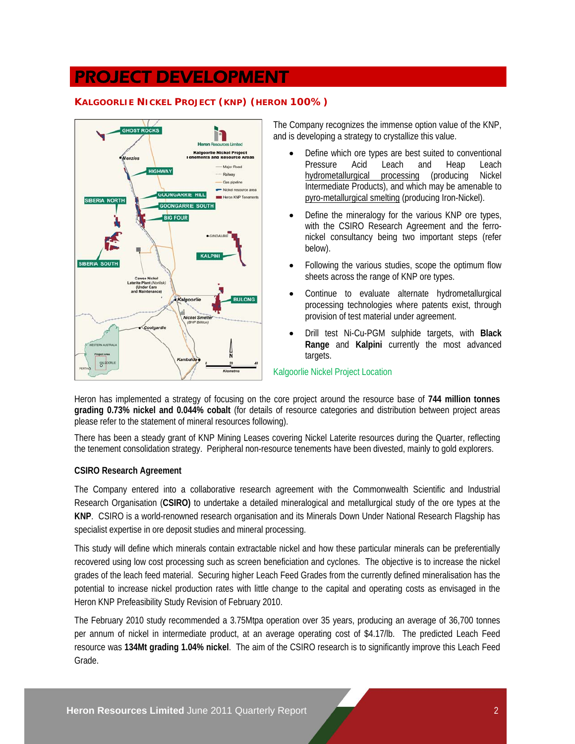# PROJECT DEVELOPMENT

### KALGOORLIE NICKEL PROJECT (KNP) (HERON 100%)

The Company recognizes the immense option value of the KNP, and is developing a strategy to crystallize this value.

- Define which ore types are best suited to conventional Pressure Acid Leach and Heap Leach hydrometallurgical processing (producing Nickel Intermediate Products), and which may be amenable to pyro-metallurgical smelting (producing Iron-Nickel).
- Define the mineralogy for the various KNP ore types, with the CSIRO Research Agreement and the ferro-nickel consultancy being two important steps (refer below).
- Following the various studies, scope the optimum flow sheets across the range of KNP ore types.
- Continue to evaluate alternate hydrometallurgical processing technologies where patents exist, through provision of test material under agreement.
- Drill test Ni-Cu-PGM sulphide targets, with **Black Range** and **Kalpini** currently the most advanced targets.

Kalgoorlie Nickel Project Location

Heron has implemented a strategy of focusing on the core project around the resource base of **744 million tonnes grading 0.73% nickel and 0.044% cobalt** (for details of resource categories and distribution between project areas please refer to the statement of mineral resources following).

There has been a steady grant of KNP Mining Leases covering Nickel Laterite resources during the Quarter, reflecting the tenement consolidation strategy. Peripheral non-resource tenements have been divested, mainly to gold explorers.

#### CSIRO Research Agreement

The Company entered into a collaborative research agreement with the Commonwealth Scientific and Industrial Research Organisation (**CSIRO)** to undertake a detailed mineralogical and metallurgical study of the ore types at the **KNP**. CSIRO is a world-renowned research organisation and its Minerals Down Under National Research Flagship has specialist expertise in ore deposit studies and mineral processing.

This study will define which minerals contain extractable nickel and how these particular minerals can be preferentially recovered using low cost processing such as screen beneficiation and cyclones. The objective is to increase the nickel grades of the leach feed material. Securing higher Leach Feed Grades from the currently defined mineralisation has the potential to increase nickel production rates with little change to the capital and operating costs as envisaged in the Heron KNP Prefeasibility Study Revision of February 2010.

The February 2010 study recommended a 3.75Mtpa operation over 35 years, producing an average of 36,700 tonnes per annum of nickel in intermediate product, at an average operating cost of $4.17/lb. The predicted Leach Feed resource was **134Mt grading 1.04% nickel**. The aim of the CSIRO research is to significantly improve this Leach Feed Grade.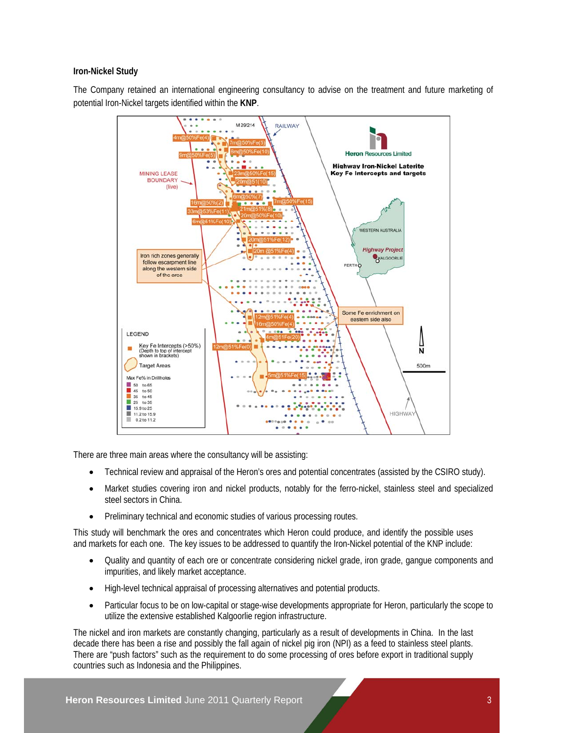**Iron-Nickel Study**

The Company retained an international engineering consultancy to advise on the treatment and future marketing of potential Iron-Nickel targets identified within the **KNP**.

There are three main areas where the consultancy will be assisting:

- Technical review and appraisal of the Heron's ores and potential concentrates (assisted by the CSIRO study).
- Market studies covering iron and nickel products, notably for the ferro-nickel, stainless steel and specialized steel sectors in China.
- Preliminary technical and economic studies of various processing routes.

This study will benchmark the ores and concentrates which Heron could produce, and identify the possible uses and markets for each one. The key issues to be addressed to quantify the Iron-Nickel potential of the KNP include:

- Quality and quantity of each ore or concentrate considering nickel grade, iron grade, gangue components and impurities, and likely market acceptance.
- High-level technical appraisal of processing alternatives and potential products.
- Particular focus to be on low-capital or stage-wise developments appropriate for Heron, particularly the scope to utilize the extensive established Kalgoorlie region infrastructure.

The nickel and iron markets are constantly changing, particularly as a result of developments in China. In the last decade there has been a rise and possibly the fall again of nickel pig iron (NPI) as a feed to stainless steel plants. There are "push factors" such as the requirement to do some processing of ores before export in traditional supply countries such as Indonesia and the Philippines.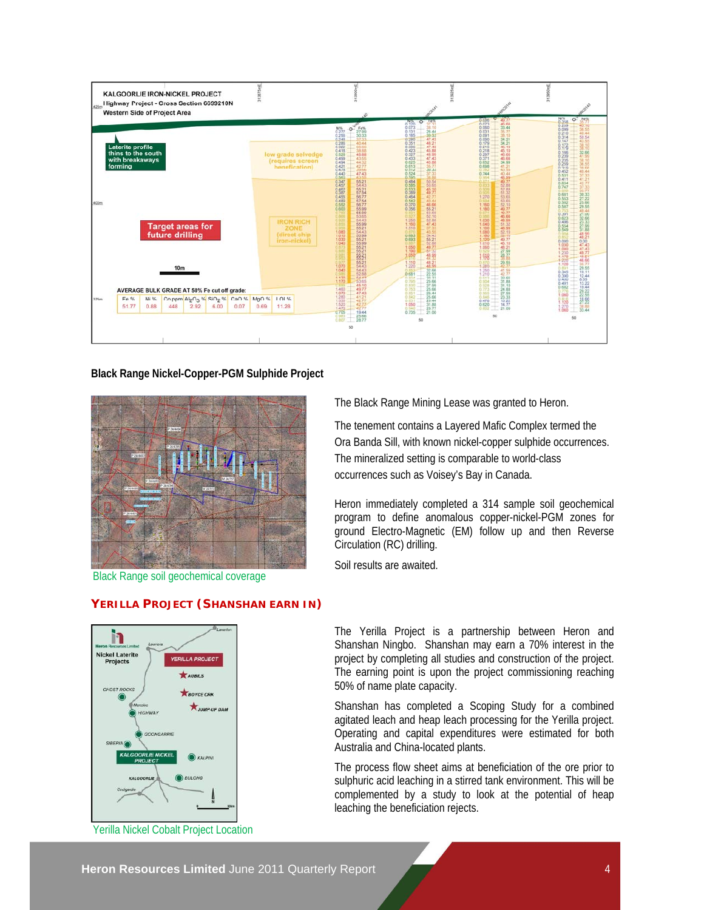KALGOORLIE IRON-NICKEL PROJECT
Highway Project - Cross Section 6609210N
Western Side of Project Area

AVERAGE BULK GRADE AT 50% Fe cut off grade:

| Fe % | Ni % | Co ppm | $Al_2O_3$ % | $SiO_2$ % | CaO % | MgO % | LOI % |
|---|---|---|---|---|---|---|---|
| 51.77 | 0.88 | 448 | 2.92 | 6.00 | 0.07 | 0.69 | 11.28 |

**Black Range Nickel-Copper-PGM Sulphide Project**

Black Range soil geochemical coverage

The Black Range Mining Lease was granted to Heron.

The tenement contains a Layered Mafic Complex termed the Ora Banda Sill, with known nickel-copper sulphide occurrences. The mineralized setting is comparable to world-class occurrences such as Voisey's Bay in Canada.

Heron immediately completed a 314 sample soil geochemical program to define anomalous copper-nickel-PGM zones for ground Electro-Magnetic (EM) follow up and then Reverse Circulation (RC) drilling.

Soil results are awaited.

## YERILLA PROJECT (SHANSHAN EARN IN)

Yerilla Nickel Cobalt Project Location

The Yerilla Project is a partnership between Heron and Shanshan Ningbo. Shanshan may earn a 70% interest in the project by completing all studies and construction of the project. The earning point is upon the project commissioning reaching 50% of name plate capacity.

Shanshan has completed a Scoping Study for a combined agitated leach and heap leach processing for the Yerilla project. Operating and capital expenditures were estimated for both Australia and China-located plants.

The process flow sheet aims at beneficiation of the ore prior to sulphuric acid leaching in a stirred tank environment. This will be complemented by a study to look at the potential of heap leaching the beneficiation rejects.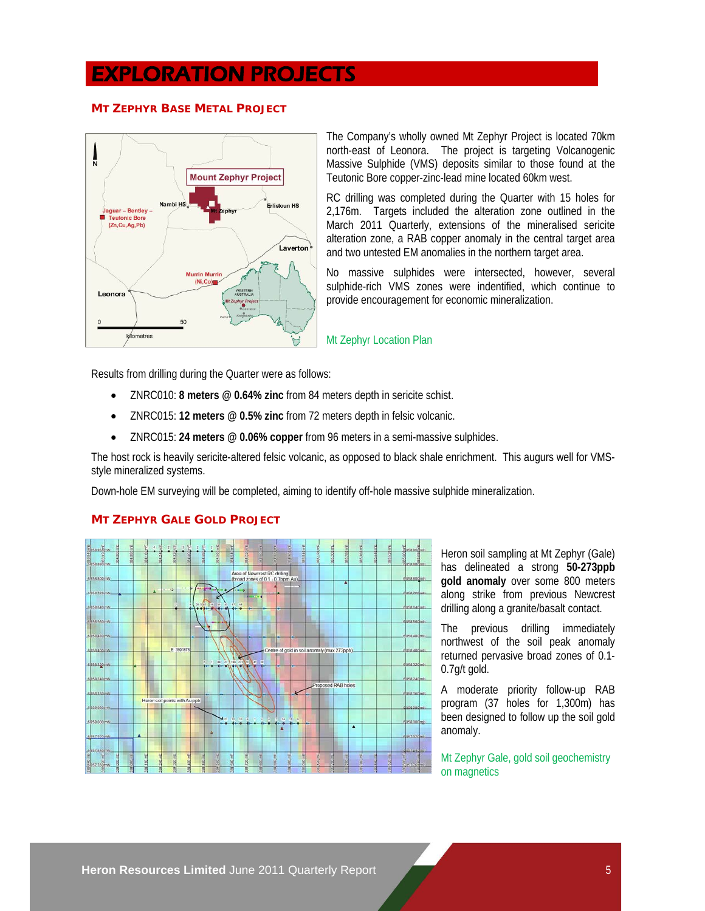# EXPLORATION PROJECTS

## MT ZEPHYR BASE METAL PROJECT

The Company's wholly owned Mt Zephyr Project is located 70km north-east of Leonora. The project is targeting Volcanogenic Massive Sulphide (VMS) deposits similar to those found at the Teutonic Bore copper-zinc-lead mine located 60km west.

RC drilling was completed during the Quarter with 15 holes for 2,176m. Targets included the alteration zone outlined in the March 2011 Quarterly, extensions of the mineralised sericite alteration zone, a RAB copper anomaly in the central target area and two untested EM anomalies in the northern target area.

No massive sulphides were intersected, however, several sulphide-rich VMS zones were indentified, which continue to provide encouragement for economic mineralization.

Mt Zephyr Location Plan

Results from drilling during the Quarter were as follows:

- ZNRC010: **8 meters @ 0.64% zinc** from 84 meters depth in sericite schist.
- ZNRC015: **12 meters @ 0.5% zinc** from 72 meters depth in felsic volcanic.
- ZNRC015: **24 meters @ 0.06% copper** from 96 meters in a semi-massive sulphides.

The host rock is heavily sericite-altered felsic volcanic, as opposed to black shale enrichment. This augurs well for VMS-style mineralized systems.

Down-hole EM surveying will be completed, aiming to identify off-hole massive sulphide mineralization.

## MT ZEPHYR GALE GOLD PROJECT

Heron soil sampling at Mt Zephyr (Gale) has delineated a strong **50-273ppb gold anomaly** over some 800 meters along strike from previous Newcrest drilling along a granite/basalt contact.

The previous drilling immediately northwest of the soil peak anomaly returned pervasive broad zones of 0.1-0.7g/t gold.

A moderate priority follow-up RAB program (37 holes for 1,300m) has been designed to follow up the soil gold anomaly.

Mt Zephyr Gale, gold soil geochemistry on magnetics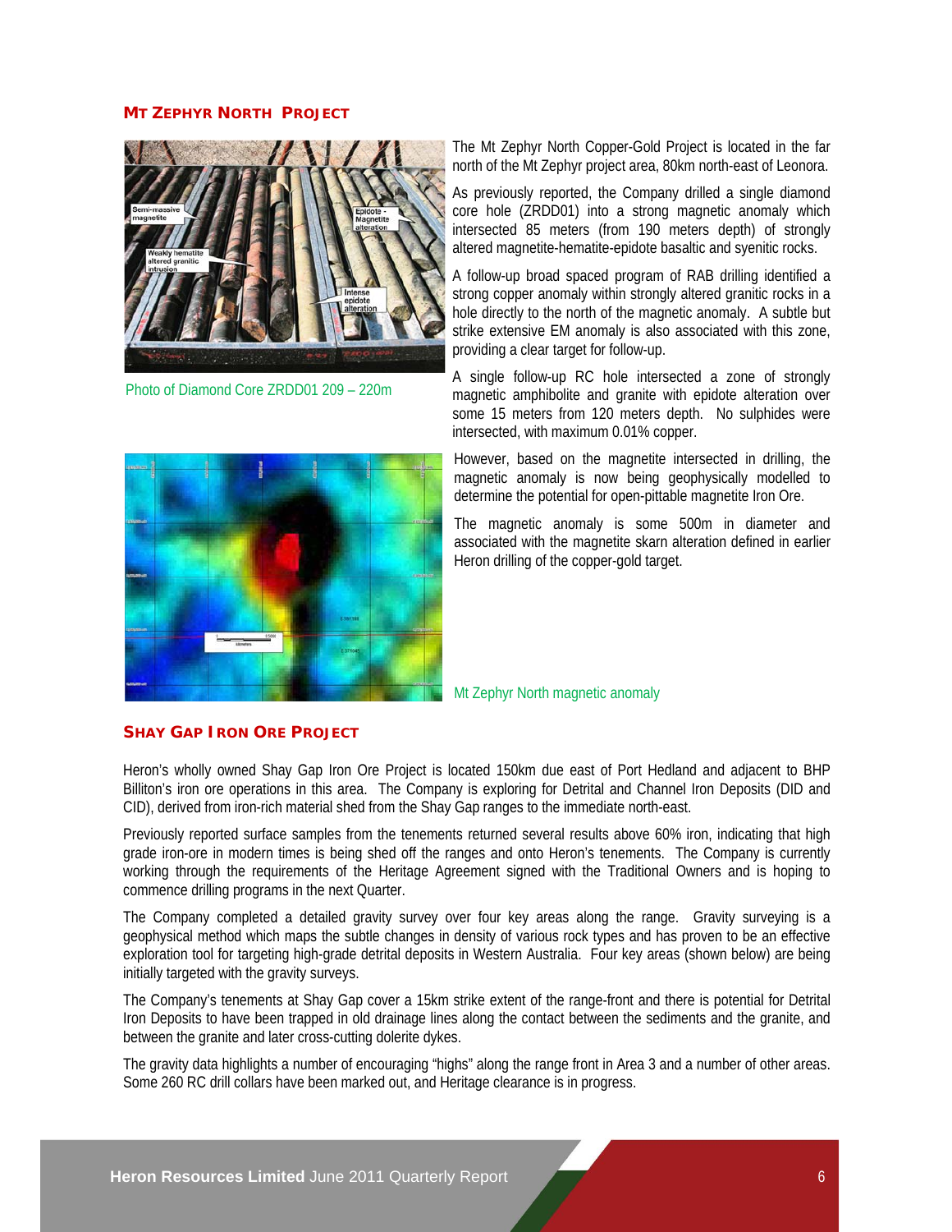## MT ZEPHYR NORTH PROJECT

Photo of Diamond Core ZRDD01 209 – 220m

The Mt Zephyr North Copper-Gold Project is located in the far north of the Mt Zephyr project area, 80km north-east of Leonora.

As previously reported, the Company drilled a single diamond core hole (ZRDD01) into a strong magnetic anomaly which intersected 85 meters (from 190 meters depth) of strongly altered magnetite-hematite-epidote basaltic and syenitic rocks.

A follow-up broad spaced program of RAB drilling identified a strong copper anomaly within strongly altered granitic rocks in a hole directly to the north of the magnetic anomaly. A subtle but strike extensive EM anomaly is also associated with this zone, providing a clear target for follow-up.

A single follow-up RC hole intersected a zone of strongly magnetic amphibolite and granite with epidote alteration over some 15 meters from 120 meters depth. No sulphides were intersected, with maximum 0.01% copper.

However, based on the magnetite intersected in drilling, the magnetic anomaly is now being geophysically modelled to determine the potential for open-pittable magnetite Iron Ore.

The magnetic anomaly is some 500m in diameter and associated with the magnetite skarn alteration defined in earlier Heron drilling of the copper-gold target.

Mt Zephyr North magnetic anomaly

## SHAY GAP IRON ORE PROJECT

Heron's wholly owned Shay Gap Iron Ore Project is located 150km due east of Port Hedland and adjacent to BHP Billiton's iron ore operations in this area. The Company is exploring for Detrital and Channel Iron Deposits (DID and CID), derived from iron-rich material shed from the Shay Gap ranges to the immediate north-east.

Previously reported surface samples from the tenements returned several results above 60% iron, indicating that high grade iron-ore in modern times is being shed off the ranges and onto Heron's tenements. The Company is currently working through the requirements of the Heritage Agreement signed with the Traditional Owners and is hoping to commence drilling programs in the next Quarter.

The Company completed a detailed gravity survey over four key areas along the range. Gravity surveying is a geophysical method which maps the subtle changes in density of various rock types and has proven to be an effective exploration tool for targeting high-grade detrital deposits in Western Australia. Four key areas (shown below) are being initially targeted with the gravity surveys.

The Company's tenements at Shay Gap cover a 15km strike extent of the range-front and there is potential for Detrital Iron Deposits to have been trapped in old drainage lines along the contact between the sediments and the granite, and between the granite and later cross-cutting dolerite dykes.

The gravity data highlights a number of encouraging "highs" along the range front in Area 3 and a number of other areas. Some 260 RC drill collars have been marked out, and Heritage clearance is in progress.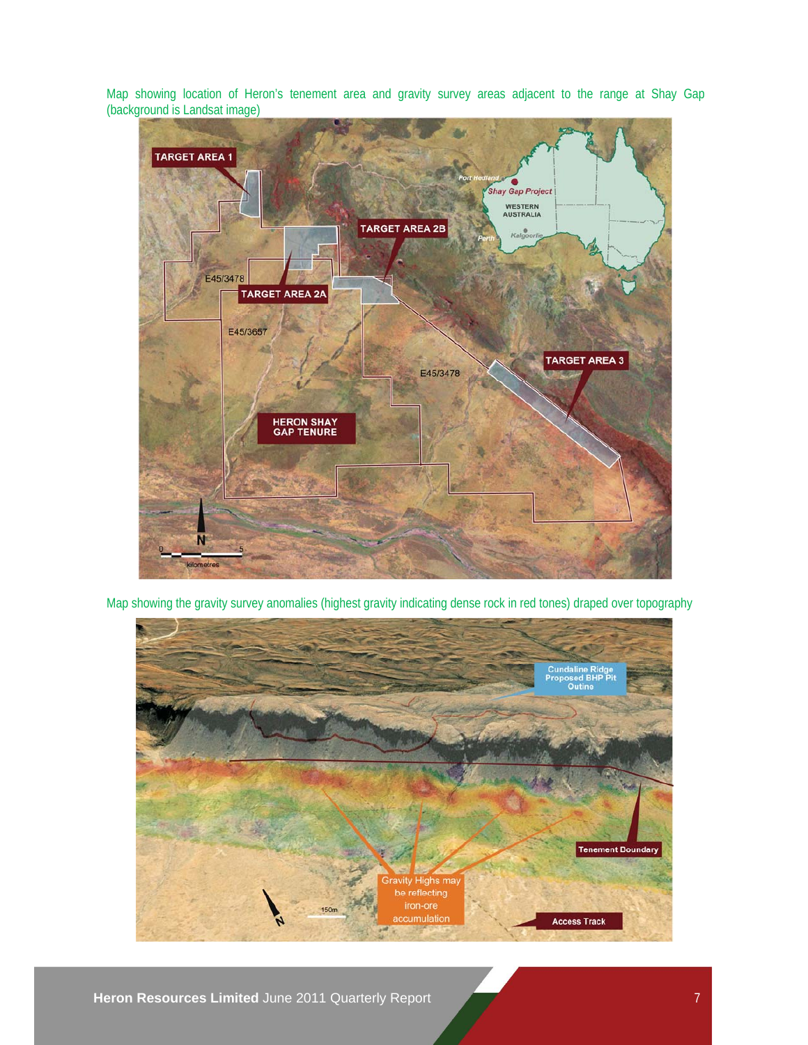Map showing location of Heron's tenement area and gravity survey areas adjacent to the range at Shay Gap (background is Landsat image)

Map showing the gravity survey anomalies (highest gravity indicating dense rock in red tones) draped over topography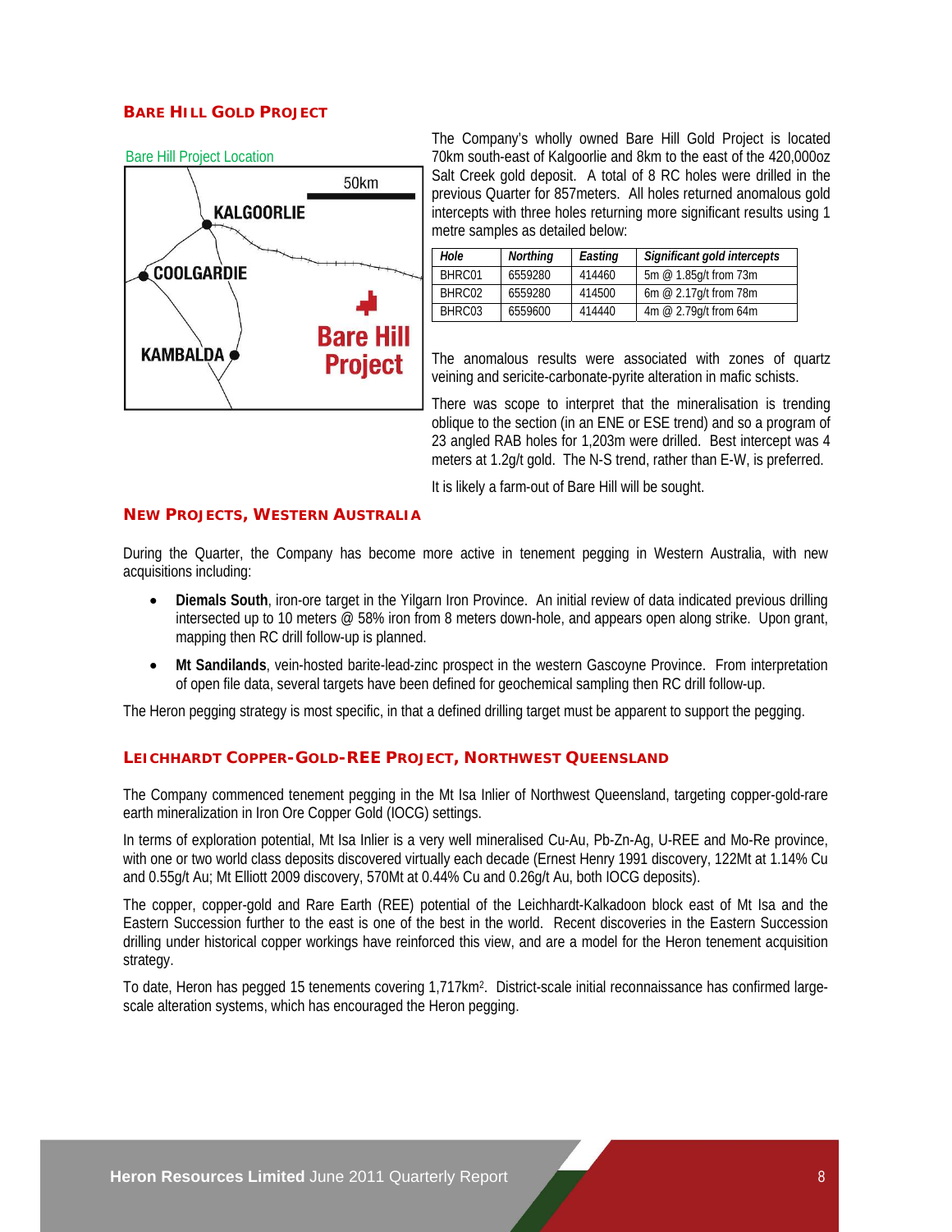## BARE HILL GOLD PROJECT

Bare Hill Project Location

The Company's wholly owned Bare Hill Gold Project is located 70km south-east of Kalgoorlie and 8km to the east of the 420,000oz Salt Creek gold deposit. A total of 8 RC holes were drilled in the previous Quarter for 857meters. All holes returned anomalous gold intercepts with three holes returning more significant results using 1 metre samples as detailed below:

| *Hole* | *Northing* | *Easting* | *Significant gold intercepts* |
|---|---|---|---|
| BHRC01 | 6559280 | 414460 | 5m @ 1.85g/t from 73m |
| BHRC02 | 6559280 | 414500 | 6m @ 2.17g/t from 78m |
| BHRC03 | 6559600 | 414440 | 4m @ 2.79g/t from 64m |

The anomalous results were associated with zones of quartz veining and sericite-carbonate-pyrite alteration in mafic schists.

There was scope to interpret that the mineralisation is trending oblique to the section (in an ENE or ESE trend) and so a program of 23 angled RAB holes for 1,203m were drilled. Best intercept was 4 meters at 1.2g/t gold. The N-S trend, rather than E-W, is preferred.

It is likely a farm-out of Bare Hill will be sought.

## NEW PROJECTS, WESTERN AUSTRALIA

During the Quarter, the Company has become more active in tenement pegging in Western Australia, with new acquisitions including:

- **Diemals South**, iron-ore target in the Yilgarn Iron Province. An initial review of data indicated previous drilling intersected up to 10 meters @ 58% iron from 8 meters down-hole, and appears open along strike. Upon grant, mapping then RC drill follow-up is planned.
- **Mt Sandilands**, vein-hosted barite-lead-zinc prospect in the western Gascoyne Province. From interpretation of open file data, several targets have been defined for geochemical sampling then RC drill follow-up.

The Heron pegging strategy is most specific, in that a defined drilling target must be apparent to support the pegging.

## LEICHHARDT COPPER-GOLD-REE PROJECT, NORTHWEST QUEENSLAND

The Company commenced tenement pegging in the Mt Isa Inlier of Northwest Queensland, targeting copper-gold-rare earth mineralization in Iron Ore Copper Gold (IOCG) settings.

In terms of exploration potential, Mt Isa Inlier is a very well mineralised Cu-Au, Pb-Zn-Ag, U-REE and Mo-Re province, with one or two world class deposits discovered virtually each decade (Ernest Henry 1991 discovery, 122Mt at 1.14% Cu and 0.55g/t Au; Mt Elliott 2009 discovery, 570Mt at 0.44% Cu and 0.26g/t Au, both IOCG deposits).

The copper, copper-gold and Rare Earth (REE) potential of the Leichhardt-Kalkadoon block east of Mt Isa and the Eastern Succession further to the east is one of the best in the world. Recent discoveries in the Eastern Succession drilling under historical copper workings have reinforced this view, and are a model for the Heron tenement acquisition strategy.

To date, Heron has pegged 15 tenements covering 1,717km$^2$. District-scale initial reconnaissance has confirmed large-scale alteration systems, which has encouraged the Heron pegging.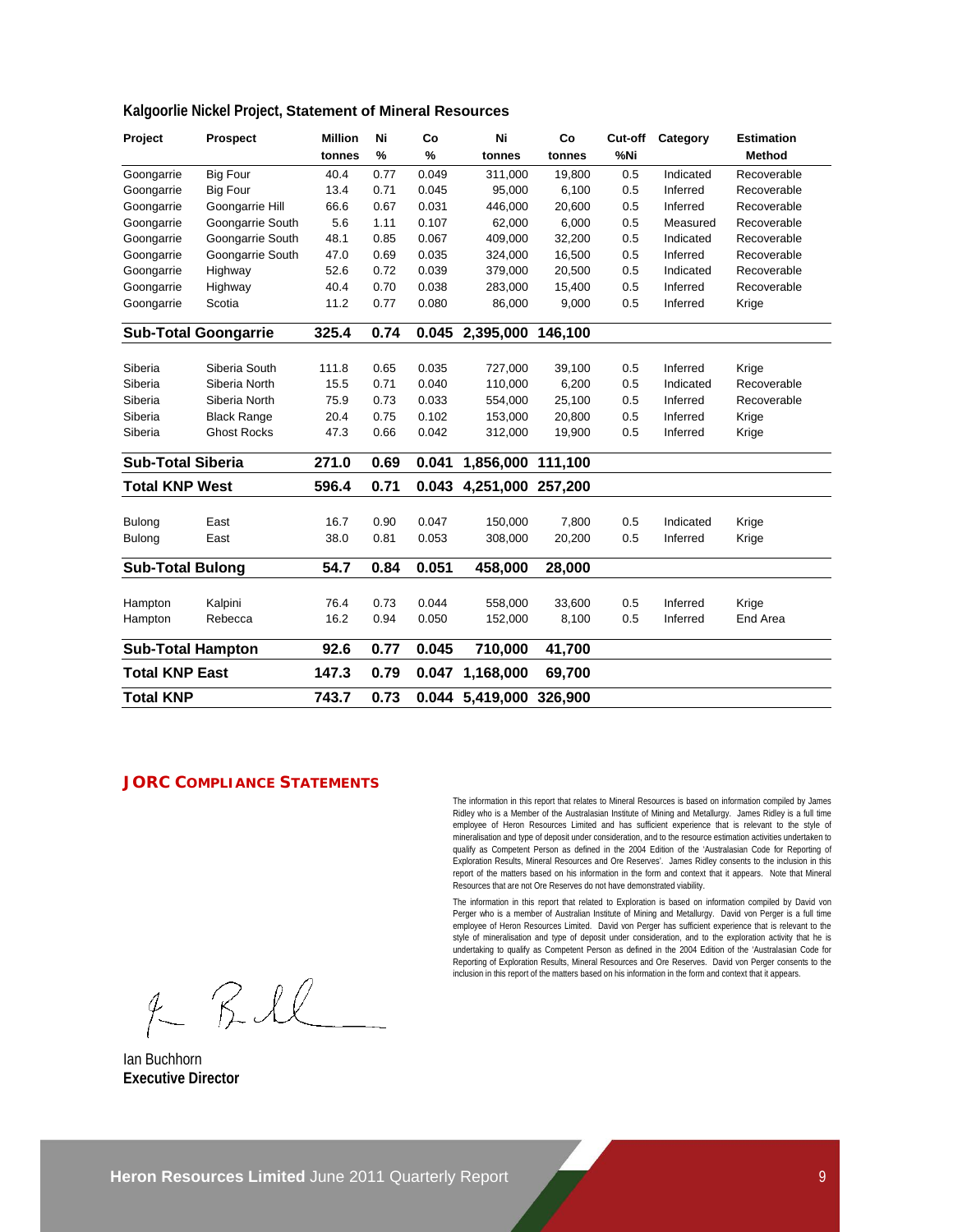## Kalgoorlie Nickel Project, Statement of Mineral Resources

| Project | Prospect | Million tonnes | Ni % | Co % | Ni tonnes | Co tonnes | Cut-off %Ni | Category | Estimation Method |
|---|---|---|---|---|---|---|---|---|---|
| Goongarrie | Big Four | 40.4 | 0.77 | 0.049 | 311,000 | 19,800 | 0.5 | Indicated | Recoverable |
| Goongarrie | Big Four | 13.4 | 0.71 | 0.045 | 95,000 | 6,100 | 0.5 | Inferred | Recoverable |
| Goongarrie | Goongarrie Hill | 66.6 | 0.67 | 0.031 | 446,000 | 20,600 | 0.5 | Inferred | Recoverable |
| Goongarrie | Goongarrie South | 5.6 | 1.11 | 0.107 | 62,000 | 6,000 | 0.5 | Measured | Recoverable |
| Goongarrie | Goongarrie South | 48.1 | 0.85 | 0.067 | 409,000 | 32,200 | 0.5 | Indicated | Recoverable |
| Goongarrie | Goongarrie South | 47.0 | 0.69 | 0.035 | 324,000 | 16,500 | 0.5 | Inferred | Recoverable |
| Goongarrie | Highway | 52.6 | 0.72 | 0.039 | 379,000 | 20,500 | 0.5 | Indicated | Recoverable |
| Goongarrie | Highway | 40.4 | 0.70 | 0.038 | 283,000 | 15,400 | 0.5 | Inferred | Recoverable |
| Goongarrie | Scotia | 11.2 | 0.77 | 0.080 | 86,000 | 9,000 | 0.5 | Inferred | Krige |
| **Sub-Total Goongarrie** | | **325.4** | **0.74** | **0.045** | **2,395,000** | **146,100** | | | |
| Siberia | Siberia South | 111.8 | 0.65 | 0.035 | 727,000 | 39,100 | 0.5 | Inferred | Krige |
| Siberia | Siberia North | 15.5 | 0.71 | 0.040 | 110,000 | 6,200 | 0.5 | Indicated | Recoverable |
| Siberia | Siberia North | 75.9 | 0.73 | 0.033 | 554,000 | 25,100 | 0.5 | Inferred | Recoverable |
| Siberia | Black Range | 20.4 | 0.75 | 0.102 | 153,000 | 20,800 | 0.5 | Inferred | Krige |
| Siberia | Ghost Rocks | 47.3 | 0.66 | 0.042 | 312,000 | 19,900 | 0.5 | Inferred | Krige |
| **Sub-Total Siberia** | | **271.0** | **0.69** | **0.041** | **1,856,000** | **111,100** | | | |
| **Total KNP West** | | **596.4** | **0.71** | **0.043** | **4,251,000** | **257,200** | | | |
| Bulong | East | 16.7 | 0.90 | 0.047 | 150,000 | 7,800 | 0.5 | Indicated | Krige |
| Bulong | East | 38.0 | 0.81 | 0.053 | 308,000 | 20,200 | 0.5 | Inferred | Krige |
| **Sub-Total Bulong** | | **54.7** | **0.84** | **0.051** | **458,000** | **28,000** | | | |
| Hampton | Kalpini | 76.4 | 0.73 | 0.044 | 558,000 | 33,600 | 0.5 | Inferred | Krige |
| Hampton | Rebecca | 16.2 | 0.94 | 0.050 | 152,000 | 8,100 | 0.5 | Inferred | End Area |
| **Sub-Total Hampton** | | **92.6** | **0.77** | **0.045** | **710,000** | **41,700** | | | |
| **Total KNP East** | | **147.3** | **0.79** | **0.047** | **1,168,000** | **69,700** | | | |
| **Total KNP** | | **743.7** | **0.73** | **0.044** | **5,419,000** | **326,900** | | | |

## JORC COMPLIANCE STATEMENTS

The information in this report that relates to Mineral Resources is based on information compiled by James Ridley who is a Member of the Australasian Institute of Mining and Metallurgy. James Ridley is a full time employee of Heron Resources Limited and has sufficient experience that is relevant to the style of mineralisation and type of deposit under consideration, and to the resource estimation activities undertaken to qualify as Competent Person as defined in the 2004 Edition of the 'Australasian Code for Reporting of Exploration Results, Mineral Resources and Ore Reserves'. James Ridley consents to the inclusion in this report of the matters based on his information in the form and context that it appears. Note that Mineral Resources that are not Ore Reserves do not have demonstrated viability.

The information in this report that related to Exploration is based on information compiled by David von Perger who is a member of Australian Institute of Mining and Metallurgy. David von Perger is a full time employee of Heron Resources Limited. David von Perger has sufficient experience that is relevant to the style of mineralisation and type of deposit under consideration, and to the exploration activity that he is undertaking to qualify as Competent Person as defined in the 2004 Edition of the 'Australasian Code for Reporting of Exploration Results, Mineral Resources and Ore Reserves. David von Perger consents to the inclusion in this report of the matters based on his information in the form and context that it appears.

Ian Buchhorn
**Executive Director**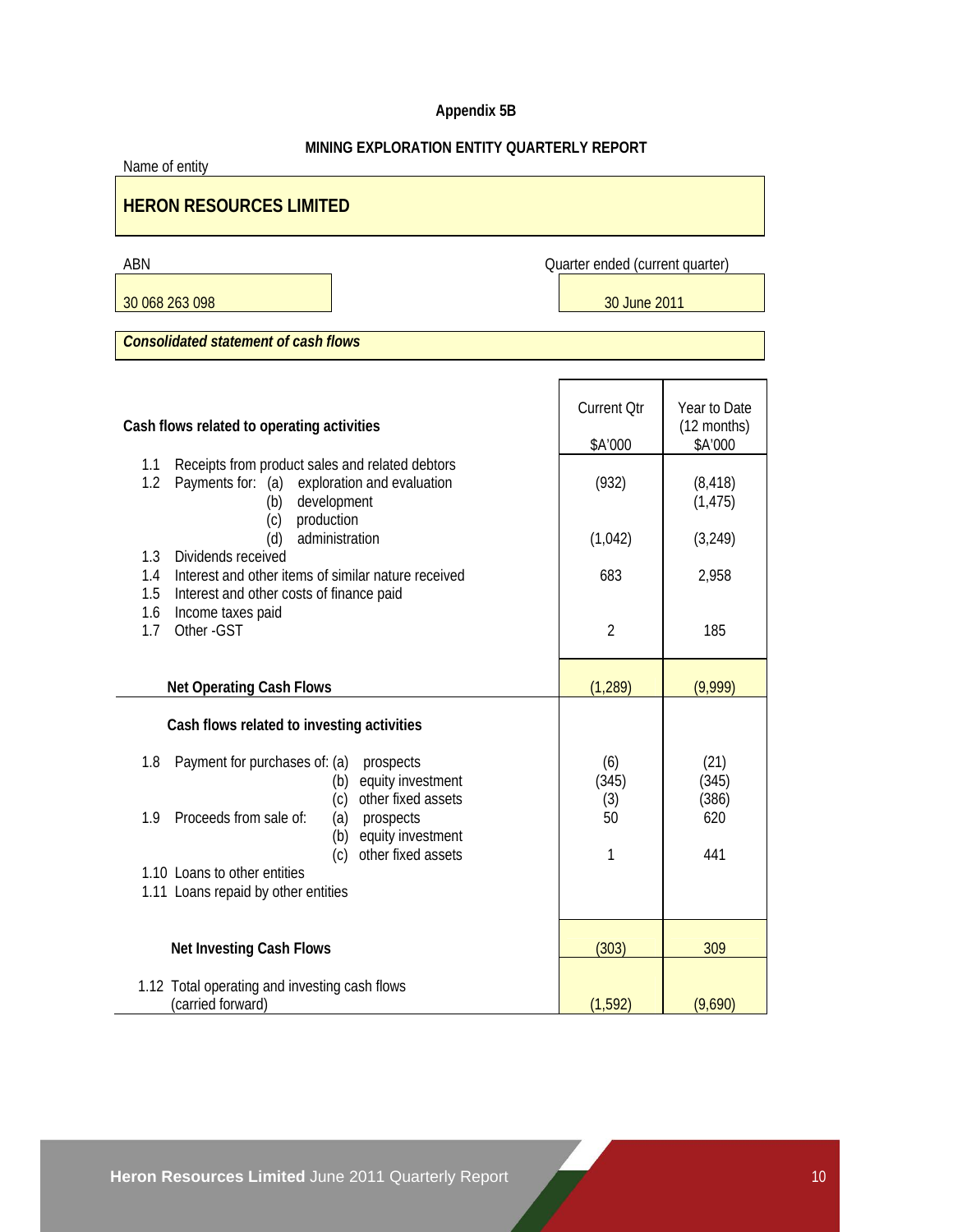**Appendix 5B**

**MINING EXPLORATION ENTITY QUARTERLY REPORT**

Name of entity

**HERON RESOURCES LIMITED**

| ABN | Quarter ended (current quarter) |
|---|---|
| 30 068 263 098 | 30 June 2011 |

***Consolidated statement of cash flows***

| Cash flows related to operating activities | Current Qtr $A'000 | Year to Date (12 months) $A'000 |
|---|---|---|
| 1.1 Receipts from product sales and related debtors | | |
| 1.2 Payments for: (a) exploration and evaluation | (932) | (8,418) |
| (b) development | | (1,475) |
| (c) production | | |
| (d) administration | (1,042) | (3,249) |
| 1.3 Dividends received | | |
| 1.4 Interest and other items of similar nature received | 683 | 2,958 |
| 1.5 Interest and other costs of finance paid | | |
| 1.6 Income taxes paid | | |
| 1.7 Other -GST | 2 | 185 |
| **Net Operating Cash Flows** | (1,289) | (9,999) |
| **Cash flows related to investing activities** | | |
| 1.8 Payment for purchases of: (a) prospects | (6) | (21) |
| (b) equity investment | (345) | (345) |
| (c) other fixed assets | (3) | (386) |
| 1.9 Proceeds from sale of: (a) prospects | 50 | 620 |
| (b) equity investment | | |
| (c) other fixed assets | 1 | 441 |
| 1.10 Loans to other entities | | |
| 1.11 Loans repaid by other entities | | |
| **Net Investing Cash Flows** | (303) | 309 |
| 1.12 Total operating and investing cash flows (carried forward) | (1,592) | (9,690) |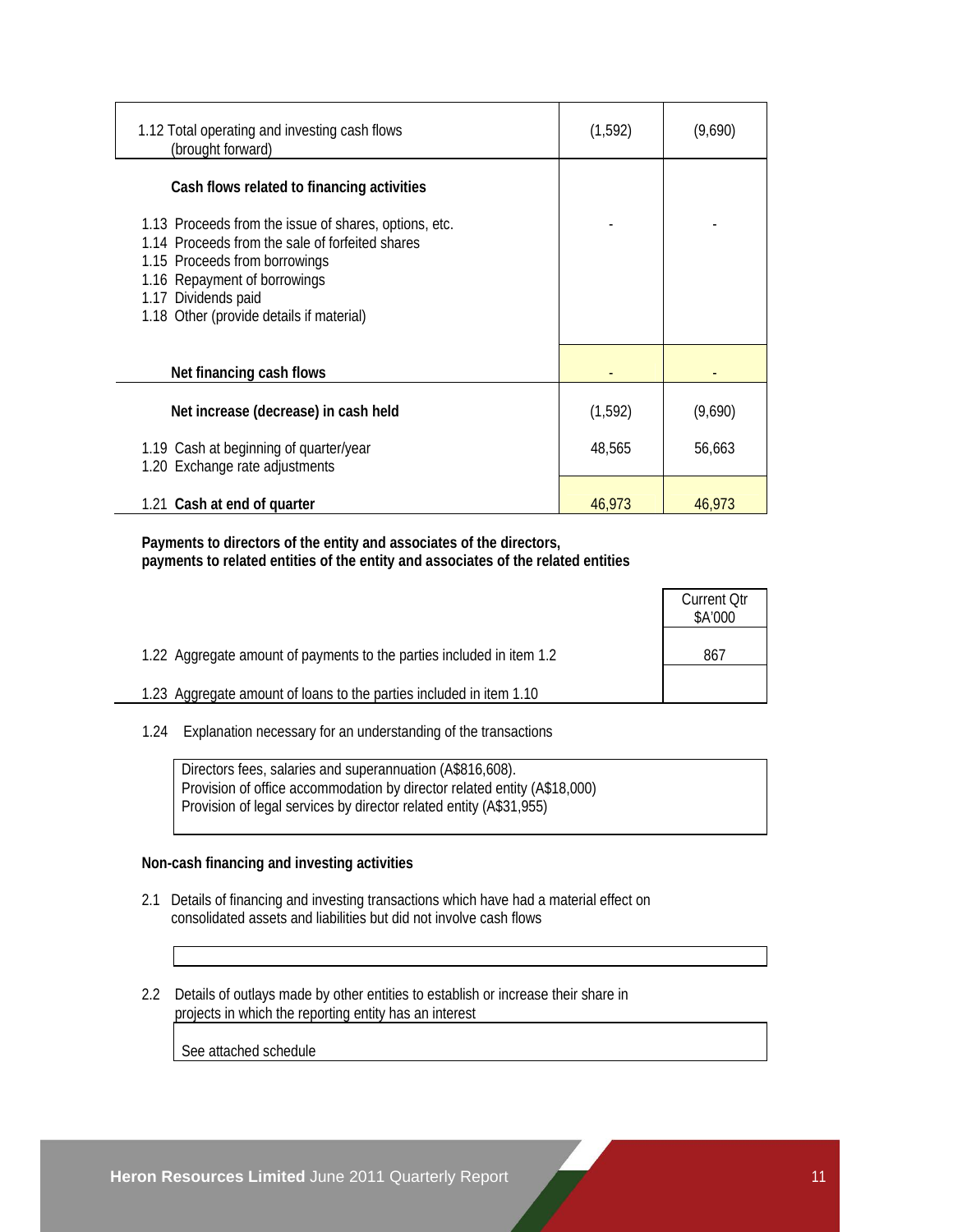| | Current Quarter | Year to date |
|---|---|---|
| 1.12 Total operating and investing cash flows (brought forward) | (1,592) | (9,690) |
| **Cash flows related to financing activities** | | |
| 1.13 Proceeds from the issue of shares, options, etc. | - | - |
| 1.14 Proceeds from the sale of forfeited shares | | |
| 1.15 Proceeds from borrowings | | |
| 1.16 Repayment of borrowings | | |
| 1.17 Dividends paid | | |
| 1.18 Other (provide details if material) | | |
| **Net financing cash flows** | - | - |
| **Net increase (decrease) in cash held** | (1,592) | (9,690) |
| 1.19 Cash at beginning of quarter/year | 48,565 | 56,663 |
| 1.20 Exchange rate adjustments | | |
| 1.21 **Cash at end of quarter** | 46,973 | 46,973 |

**Payments to directors of the entity and associates of the directors, payments to related entities of the entity and associates of the related entities**

| | Current Qtr $A'000 |
|---|---|
| 1.22 Aggregate amount of payments to the parties included in item 1.2 | 867 |
| 1.23 Aggregate amount of loans to the parties included in item 1.10 | |

1.24 Explanation necessary for an understanding of the transactions

Directors fees, salaries and superannuation (A$816,608).
Provision of office accommodation by director related entity (A$18,000)
Provision of legal services by director related entity (A$31,955)

**Non-cash financing and investing activities**

2.1 Details of financing and investing transactions which have had a material effect on consolidated assets and liabilities but did not involve cash flows

2.2 Details of outlays made by other entities to establish or increase their share in projects in which the reporting entity has an interest

See attached schedule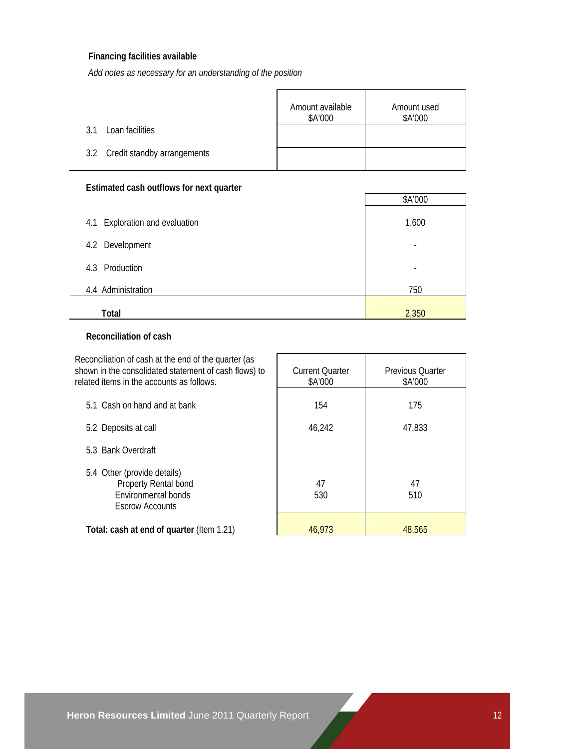### Financing facilities available

*Add notes as necessary for an understanding of the position*

| | Amount available $A'000 | Amount used $A'000 |
|---|---|---|
| 3.1 Loan facilities | | |
| 3.2 Credit standby arrangements | | |

### Estimated cash outflows for next quarter

| | $A'000 |
|---|---|
| 4.1 Exploration and evaluation | 1,600 |
| 4.2 Development | - |
| 4.3 Production | - |
| 4.4 Administration | 750 |
| **Total** | 2,350 |

### Reconciliation of cash

| Reconciliation of cash at the end of the quarter (as shown in the consolidated statement of cash flows) to related items in the accounts as follows. | Current Quarter $A'000 | Previous Quarter $A'000 |
|---|---|---|
| 5.1 Cash on hand and at bank | 154 | 175 |
| 5.2 Deposits at call | 46,242 | 47,833 |
| 5.3 Bank Overdraft | | |
| 5.4 Other (provide details) | | |
| Property Rental bond | 47 | 47 |
| Environmental bonds | 530 | 510 |
| Escrow Accounts | | |
| **Total: cash at end of quarter** (Item 1.21) | 46,973 | 48,565 |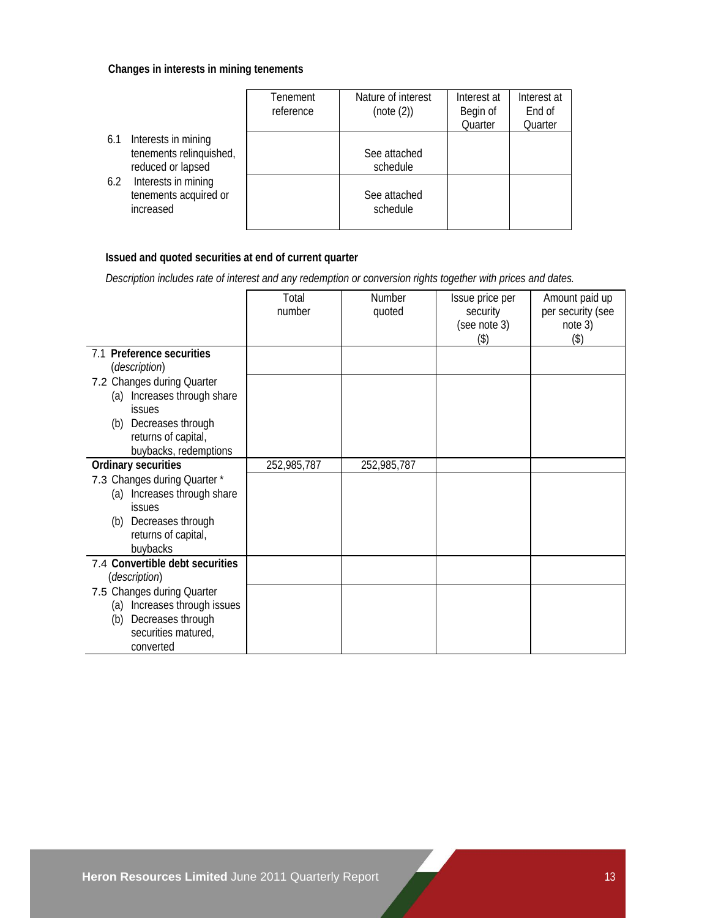**Changes in interests in mining tenements**

| | Tenement reference | Nature of interest (note (2)) | Interest at Begin of Quarter | Interest at End of Quarter |
|---|---|---|---|---|
| 6.1 Interests in mining tenements relinquished, reduced or lapsed | | See attached schedule | | |
| 6.2 Interests in mining tenements acquired or increased | | See attached schedule | | |

**Issued and quoted securities at end of current quarter**

*Description includes rate of interest and any redemption or conversion rights together with prices and dates.*

| | Total number | Number quoted | Issue price per security (see note 3) ($) | Amount paid up per security (see note 3) ($) |
|---|---|---|---|---|
| 7.1 **Preference securities** (*description*) | | | | |
| 7.2 Changes during Quarter (a) Increases through share issues (b) Decreases through returns of capital, buybacks, redemptions | | | | |
| **Ordinary securities** | 252,985,787 | 252,985,787 | | |
| 7.3 Changes during Quarter * (a) Increases through share issues (b) Decreases through returns of capital, buybacks | | | | |
| 7.4 **Convertible debt securities** (*description*) | | | | |
| 7.5 Changes during Quarter (a) Increases through issues (b) Decreases through securities matured, converted | | | | |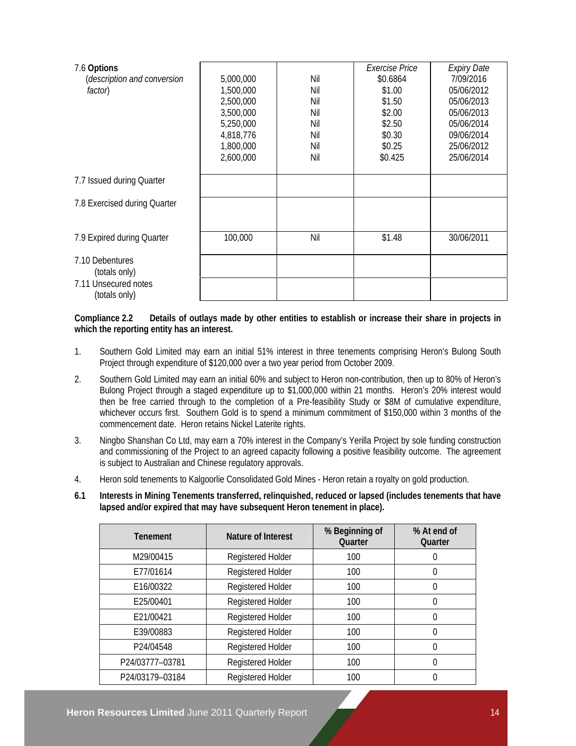| | | | | |
|---|---|---|---|---|
| 7.6 **Options** (*description and conversion factor*) | | | *Exercise Price* | *Expiry Date* |
| | 5,000,000 | Nil | $0.6864 | 7/09/2016 |
| | 1,500,000 | Nil | $1.00 | 05/06/2012 |
| | 2,500,000 | Nil | $1.50 | 05/06/2013 |
| | 3,500,000 | Nil | $2.00 | 05/06/2013 |
| | 5,250,000 | Nil | $2.50 | 05/06/2014 |
| | 4,818,776 | Nil | $0.30 | 09/06/2014 |
| | 1,800,000 | Nil | $0.25 | 25/06/2012 |
| | 2,600,000 | Nil | $0.425 | 25/06/2014 |
| 7.7 Issued during Quarter | | | | |
| 7.8 Exercised during Quarter | | | | |
| 7.9 Expired during Quarter | 100,000 | Nil | $1.48 | 30/06/2011 |
| 7.10 Debentures (totals only) | | | | |
| 7.11 Unsecured notes (totals only) | | | | |

**Compliance 2.2 Details of outlays made by other entities to establish or increase their share in projects in which the reporting entity has an interest.**

1. Southern Gold Limited may earn an initial 51% interest in three tenements comprising Heron's Bulong South Project through expenditure of $120,000 over a two year period from October 2009.
2. Southern Gold Limited may earn an initial 60% and subject to Heron non-contribution, then up to 80% of Heron's Bulong Project through a staged expenditure up to $1,000,000 within 21 months. Heron's 20% interest would then be free carried through to the completion of a Pre-feasibility Study or $8M of cumulative expenditure, whichever occurs first. Southern Gold is to spend a minimum commitment of $150,000 within 3 months of the commencement date. Heron retains Nickel Laterite rights.
3. Ningbo Shanshan Co Ltd, may earn a 70% interest in the Company's Yerilla Project by sole funding construction and commissioning of the Project to an agreed capacity following a positive feasibility outcome. The agreement is subject to Australian and Chinese regulatory approvals.
4. Heron sold tenements to Kalgoorlie Consolidated Gold Mines - Heron retain a royalty on gold production.

**6.1 Interests in Mining Tenements transferred, relinquished, reduced or lapsed (includes tenements that have lapsed and/or expired that may have subsequent Heron tenement in place).**

| Tenement | Nature of Interest | % Beginning of Quarter | % At end of Quarter |
|---|---|---|---|
| M29/00415 | Registered Holder | 100 | 0 |
| E77/01614 | Registered Holder | 100 | 0 |
| E16/00322 | Registered Holder | 100 | 0 |
| E25/00401 | Registered Holder | 100 | 0 |
| E21/00421 | Registered Holder | 100 | 0 |
| E39/00883 | Registered Holder | 100 | 0 |
| P24/04548 | Registered Holder | 100 | 0 |
| P24/03777–03781 | Registered Holder | 100 | 0 |
| P24/03179–03184 | Registered Holder | 100 | 0 |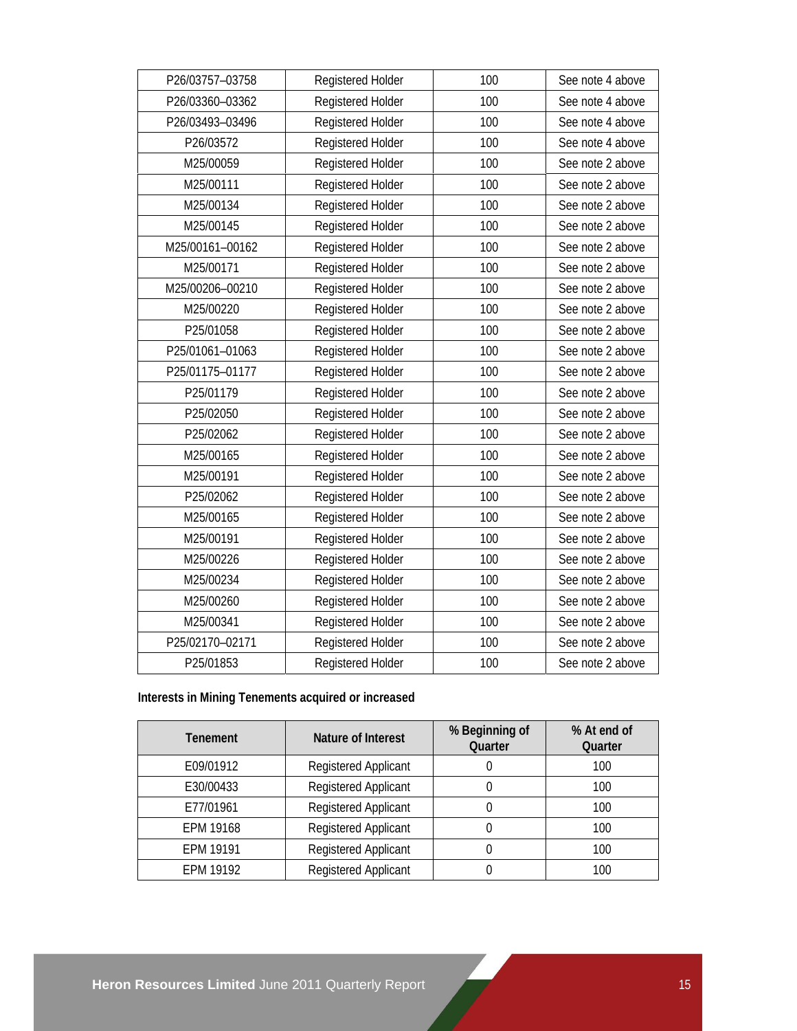| | | | |
|---|---|---|---|
| P26/03757–03758 | Registered Holder | 100 | See note 4 above |
| P26/03360–03362 | Registered Holder | 100 | See note 4 above |
| P26/03493–03496 | Registered Holder | 100 | See note 4 above |
| P26/03572 | Registered Holder | 100 | See note 4 above |
| M25/00059 | Registered Holder | 100 | See note 2 above |
| M25/00111 | Registered Holder | 100 | See note 2 above |
| M25/00134 | Registered Holder | 100 | See note 2 above |
| M25/00145 | Registered Holder | 100 | See note 2 above |
| M25/00161–00162 | Registered Holder | 100 | See note 2 above |
| M25/00171 | Registered Holder | 100 | See note 2 above |
| M25/00206–00210 | Registered Holder | 100 | See note 2 above |
| M25/00220 | Registered Holder | 100 | See note 2 above |
| P25/01058 | Registered Holder | 100 | See note 2 above |
| P25/01061–01063 | Registered Holder | 100 | See note 2 above |
| P25/01175–01177 | Registered Holder | 100 | See note 2 above |
| P25/01179 | Registered Holder | 100 | See note 2 above |
| P25/02050 | Registered Holder | 100 | See note 2 above |
| P25/02062 | Registered Holder | 100 | See note 2 above |
| M25/00165 | Registered Holder | 100 | See note 2 above |
| M25/00191 | Registered Holder | 100 | See note 2 above |
| P25/02062 | Registered Holder | 100 | See note 2 above |
| M25/00165 | Registered Holder | 100 | See note 2 above |
| M25/00191 | Registered Holder | 100 | See note 2 above |
| M25/00226 | Registered Holder | 100 | See note 2 above |
| M25/00234 | Registered Holder | 100 | See note 2 above |
| M25/00260 | Registered Holder | 100 | See note 2 above |
| M25/00341 | Registered Holder | 100 | See note 2 above |
| P25/02170–02171 | Registered Holder | 100 | See note 2 above |
| P25/01853 | Registered Holder | 100 | See note 2 above |

**Interests in Mining Tenements acquired or increased**

| Tenement | Nature of Interest | % Beginning of Quarter | % At end of Quarter |
|---|---|---|---|
| E09/01912 | Registered Applicant | 0 | 100 |
| E30/00433 | Registered Applicant | 0 | 100 |
| E77/01961 | Registered Applicant | 0 | 100 |
| EPM 19168 | Registered Applicant | 0 | 100 |
| EPM 19191 | Registered Applicant | 0 | 100 |
| EPM 19192 | Registered Applicant | 0 | 100 |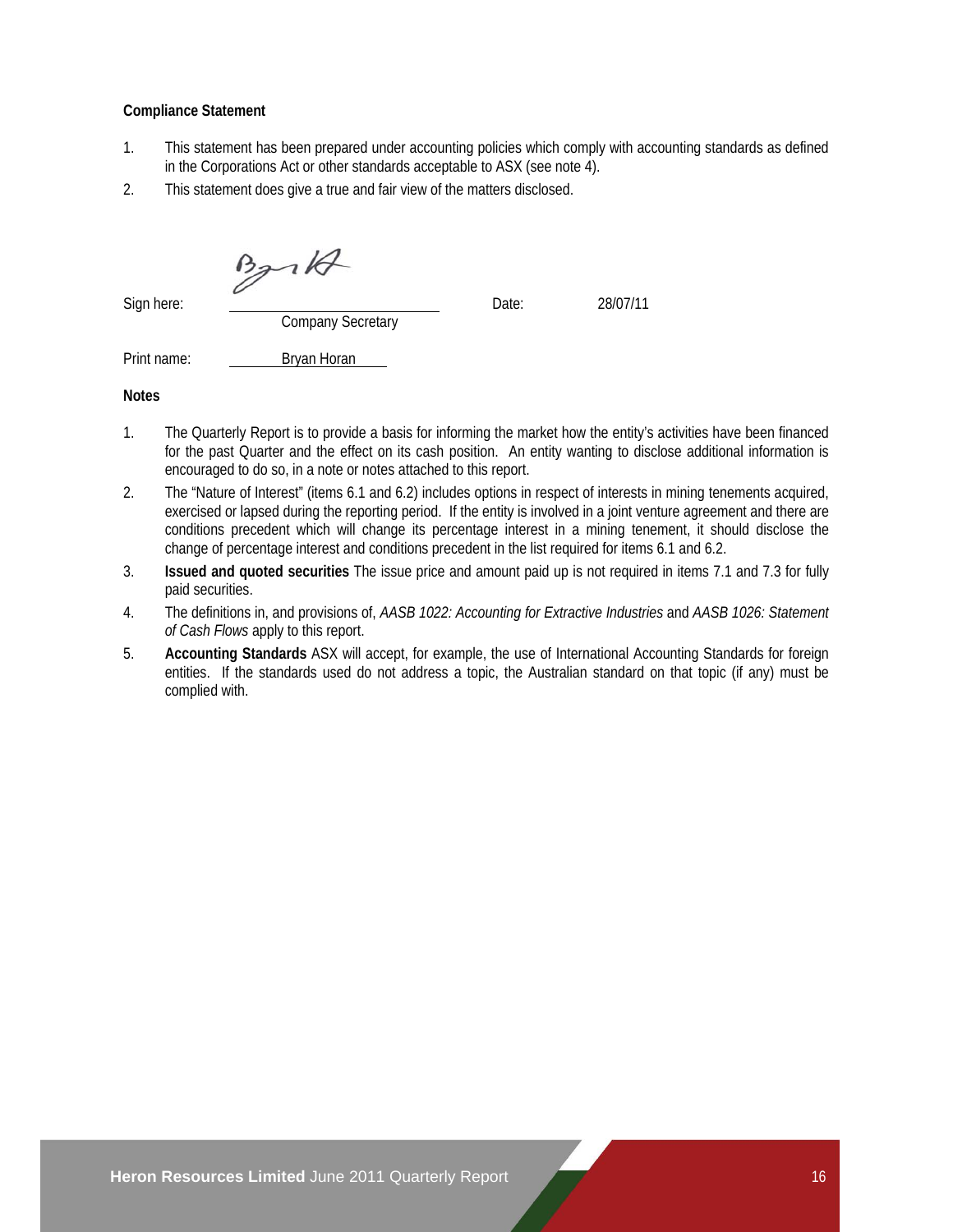**Compliance Statement**

1. This statement has been prepared under accounting policies which comply with accounting standards as defined in the Corporations Act or other standards acceptable to ASX (see note 4).
2. This statement does give a true and fair view of the matters disclosed.

Sign here: ______________________ Date: 28/07/11
Company Secretary

Print name: Bryan Horan

**Notes**

1. The Quarterly Report is to provide a basis for informing the market how the entity's activities have been financed for the past Quarter and the effect on its cash position. An entity wanting to disclose additional information is encouraged to do so, in a note or notes attached to this report.
2. The "Nature of Interest" (items 6.1 and 6.2) includes options in respect of interests in mining tenements acquired, exercised or lapsed during the reporting period. If the entity is involved in a joint venture agreement and there are conditions precedent which will change its percentage interest in a mining tenement, it should disclose the change of percentage interest and conditions precedent in the list required for items 6.1 and 6.2.
3. **Issued and quoted securities** The issue price and amount paid up is not required in items 7.1 and 7.3 for fully paid securities.
4. The definitions in, and provisions of, *AASB 1022: Accounting for Extractive Industries* and *AASB 1026: Statement of Cash Flows* apply to this report.
5. **Accounting Standards** ASX will accept, for example, the use of International Accounting Standards for foreign entities. If the standards used do not address a topic, the Australian standard on that topic (if any) must be complied with.